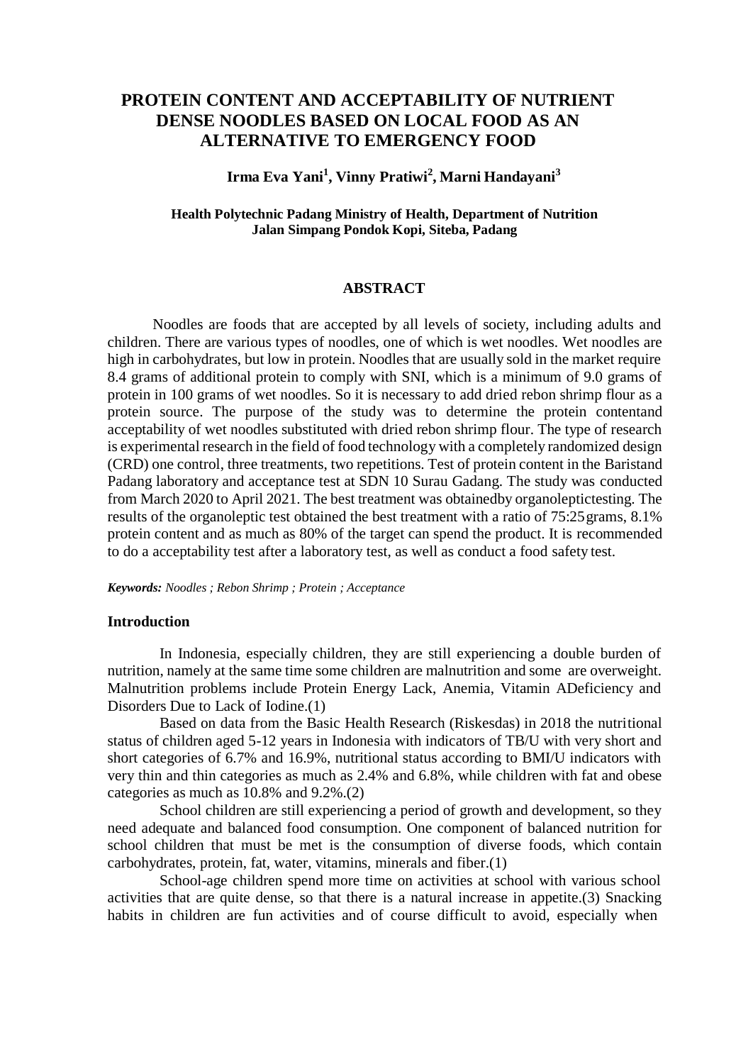# PROTEIN CONTENT AND ACCEPTABILITY OF NUTRIENT DENSE NOODLES BASED ON LOCAL FOOD AS AN ALTERNATIVE TO EMERGENCY FOOD

**Irma Eva Yani[1], Vinny Pratiwi[2], Marni Handayani[3]**

**Health Polytechnic Padang Ministry of Health, Department of Nutrition**
**Jalan Simpang Pondok Kopi, Siteba, Padang**

## ABSTRACT

Noodles are foods that are accepted by all levels of society, including adults and children. There are various types of noodles, one of which is wet noodles. Wet noodles are high in carbohydrates, but low in protein. Noodles that are usually sold in the market require 8.4 grams of additional protein to comply with SNI, which is a minimum of 9.0 grams of protein in 100 grams of wet noodles. So it is necessary to add dried rebon shrimp flour as a protein source. The purpose of the study was to determine the protein contentand acceptability of wet noodles substituted with dried rebon shrimp flour. The type of research is experimental research in the field of food technology with a completely randomized design (CRD) one control, three treatments, two repetitions. Test of protein content in the Baristand Padang laboratory and acceptance test at SDN 10 Surau Gadang. The study was conducted from March 2020 to April 2021. The best treatment was obtainedby organolepticetesting. The results of the organoleptic test obtained the best treatment with a ratio of 75:25grams, 8.1% protein content and as much as 80% of the target can spend the product. It is recommended to do a acceptability test after a laboratory test, as well as conduct a food safety test.

***Keywords:*** *Noodles ; Rebon Shrimp ; Protein ; Acceptance*

## Introduction

In Indonesia, especially children, they are still experiencing a double burden of nutrition, namely at the same time some children are malnutrition and some are overweight. Malnutrition problems include Protein Energy Lack, Anemia, Vitamin ADeficiency and Disorders Due to Lack of Iodine.(1)

Based on data from the Basic Health Research (Riskesdas) in 2018 the nutritional status of children aged 5-12 years in Indonesia with indicators of TB/U with very short and short categories of 6.7% and 16.9%, nutritional status according to BMI/U indicators with very thin and thin categories as much as 2.4% and 6.8%, while children with fat and obese categories as much as 10.8% and 9.2%.(2)

School children are still experiencing a period of growth and development, so they need adequate and balanced food consumption. One component of balanced nutrition for school children that must be met is the consumption of diverse foods, which contain carbohydrates, protein, fat, water, vitamins, minerals and fiber.(1)

School-age children spend more time on activities at school with various school activities that are quite dense, so that there is a natural increase in appetite.(3) Snacking habits in children are fun activities and of course difficult to avoid, especially when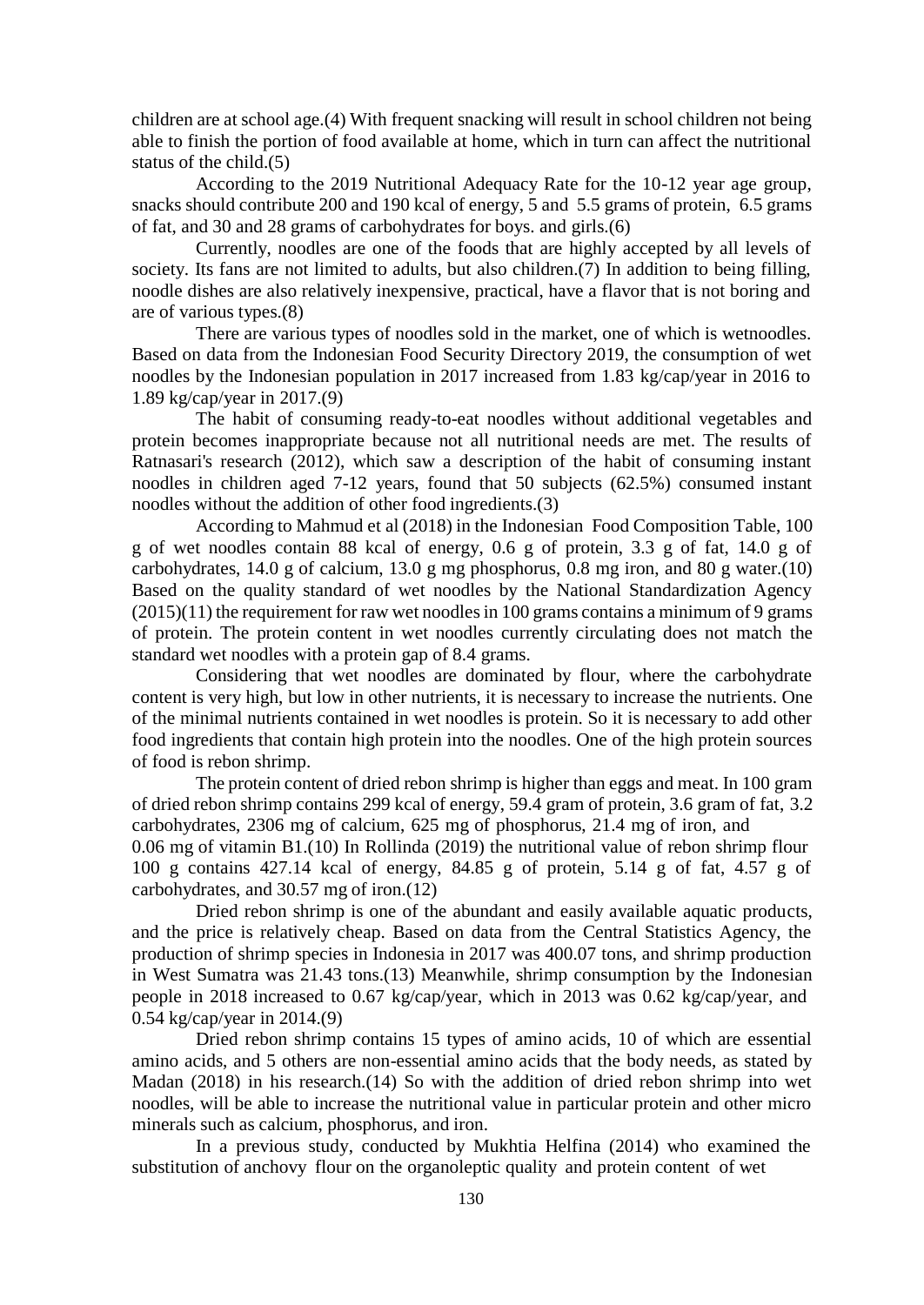children are at school age.(4) With frequent snacking will result in school children not being able to finish the portion of food available at home, which in turn can affect the nutritional status of the child.(5)

According to the 2019 Nutritional Adequacy Rate for the 10-12 year age group, snacks should contribute 200 and 190 kcal of energy, 5 and 5.5 grams of protein, 6.5 grams of fat, and 30 and 28 grams of carbohydrates for boys. and girls.(6)

Currently, noodles are one of the foods that are highly accepted by all levels of society. Its fans are not limited to adults, but also children.(7) In addition to being filling, noodle dishes are also relatively inexpensive, practical, have a flavor that is not boring and are of various types.(8)

There are various types of noodles sold in the market, one of which is wetnoodles. Based on data from the Indonesian Food Security Directory 2019, the consumption of wet noodles by the Indonesian population in 2017 increased from 1.83 kg/cap/year in 2016 to 1.89 kg/cap/year in 2017.(9)

The habit of consuming ready-to-eat noodles without additional vegetables and protein becomes inappropriate because not all nutritional needs are met. The results of Ratnasari's research (2012), which saw a description of the habit of consuming instant noodles in children aged 7-12 years, found that 50 subjects (62.5%) consumed instant noodles without the addition of other food ingredients.(3)

According to Mahmud et al (2018) in the Indonesian Food Composition Table, 100 g of wet noodles contain 88 kcal of energy, 0.6 g of protein, 3.3 g of fat, 14.0 g of carbohydrates, 14.0 g of calcium, 13.0 g mg phosphorus, 0.8 mg iron, and 80 g water.(10) Based on the quality standard of wet noodles by the National Standardization Agency (2015)(11) the requirement for raw wet noodles in 100 grams contains a minimum of 9 grams of protein. The protein content in wet noodles currently circulating does not match the standard wet noodles with a protein gap of 8.4 grams.

Considering that wet noodles are dominated by flour, where the carbohydrate content is very high, but low in other nutrients, it is necessary to increase the nutrients. One of the minimal nutrients contained in wet noodles is protein. So it is necessary to add other food ingredients that contain high protein into the noodles. One of the high protein sources of food is rebon shrimp.

The protein content of dried rebon shrimp is higher than eggs and meat. In 100 gram of dried rebon shrimp contains 299 kcal of energy, 59.4 gram of protein, 3.6 gram of fat, 3.2 carbohydrates, 2306 mg of calcium, 625 mg of phosphorus, 21.4 mg of iron, and 0.06 mg of vitamin B1.(10) In Rollinda (2019) the nutritional value of rebon shrimp flour 100 g contains 427.14 kcal of energy, 84.85 g of protein, 5.14 g of fat, 4.57 g of carbohydrates, and 30.57 mg of iron.(12)

Dried rebon shrimp is one of the abundant and easily available aquatic products, and the price is relatively cheap. Based on data from the Central Statistics Agency, the production of shrimp species in Indonesia in 2017 was 400.07 tons, and shrimp production in West Sumatra was 21.43 tons.(13) Meanwhile, shrimp consumption by the Indonesian people in 2018 increased to 0.67 kg/cap/year, which in 2013 was 0.62 kg/cap/year, and 0.54 kg/cap/year in 2014.(9)

Dried rebon shrimp contains 15 types of amino acids, 10 of which are essential amino acids, and 5 others are non-essential amino acids that the body needs, as stated by Madan (2018) in his research.(14) So with the addition of dried rebon shrimp into wet noodles, will be able to increase the nutritional value in particular protein and other micro minerals such as calcium, phosphorus, and iron.

In a previous study, conducted by Mukhtia Helfina (2014) who examined the substitution of anchovy flour on the organoleptic quality and protein content of wet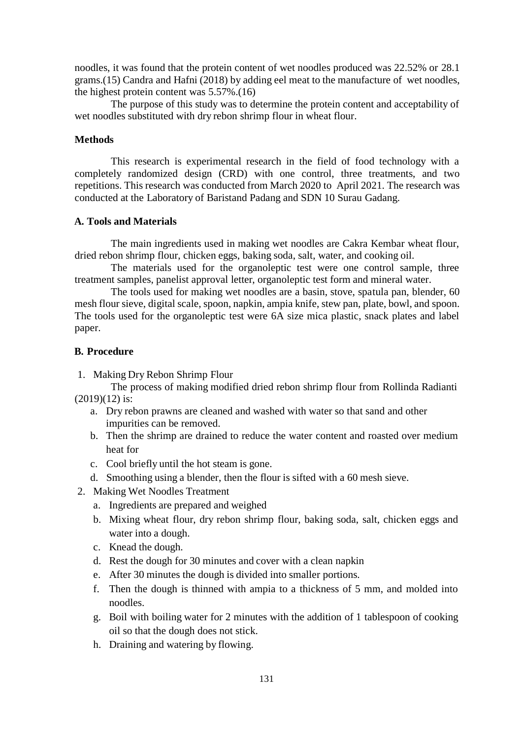noodles, it was found that the protein content of wet noodles produced was 22.52% or 28.1 grams.(15) Candra and Hafni (2018) by adding eel meat to the manufacture of wet noodles, the highest protein content was 5.57%.(16)

The purpose of this study was to determine the protein content and acceptability of wet noodles substituted with dry rebon shrimp flour in wheat flour.

## Methods

This research is experimental research in the field of food technology with a completely randomized design (CRD) with one control, three treatments, and two repetitions. This research was conducted from March 2020 to April 2021. The research was conducted at the Laboratory of Baristand Padang and SDN 10 Surau Gadang.

### A. Tools and Materials

The main ingredients used in making wet noodles are Cakra Kembar wheat flour, dried rebon shrimp flour, chicken eggs, baking soda, salt, water, and cooking oil.

The materials used for the organoleptic test were one control sample, three treatment samples, panelist approval letter, organoleptic test form and mineral water.

The tools used for making wet noodles are a basin, stove, spatula pan, blender, 60 mesh flour sieve, digital scale, spoon, napkin, ampia knife, stew pan, plate, bowl, and spoon. The tools used for the organoleptic test were 6A size mica plastic, snack plates and label paper.

### B. Procedure

1. Making Dry Rebon Shrimp Flour

   The process of making modified dried rebon shrimp flour from Rollinda Radianti (2019)(12) is:

   a. Dry rebon prawns are cleaned and washed with water so that sand and other impurities can be removed.
   b. Then the shrimp are drained to reduce the water content and roasted over medium heat for
   c. Cool briefly until the hot steam is gone.
   d. Smoothing using a blender, then the flour is sifted with a 60 mesh sieve.

2. Making Wet Noodles Treatment

   a. Ingredients are prepared and weighed
   b. Mixing wheat flour, dry rebon shrimp flour, baking soda, salt, chicken eggs and water into a dough.
   c. Knead the dough.
   d. Rest the dough for 30 minutes and cover with a clean napkin
   e. After 30 minutes the dough is divided into smaller portions.
   f. Then the dough is thinned with ampia to a thickness of 5 mm, and molded into noodles.
   g. Boil with boiling water for 2 minutes with the addition of 1 tablespoon of cooking oil so that the dough does not stick.
   h. Draining and watering by flowing.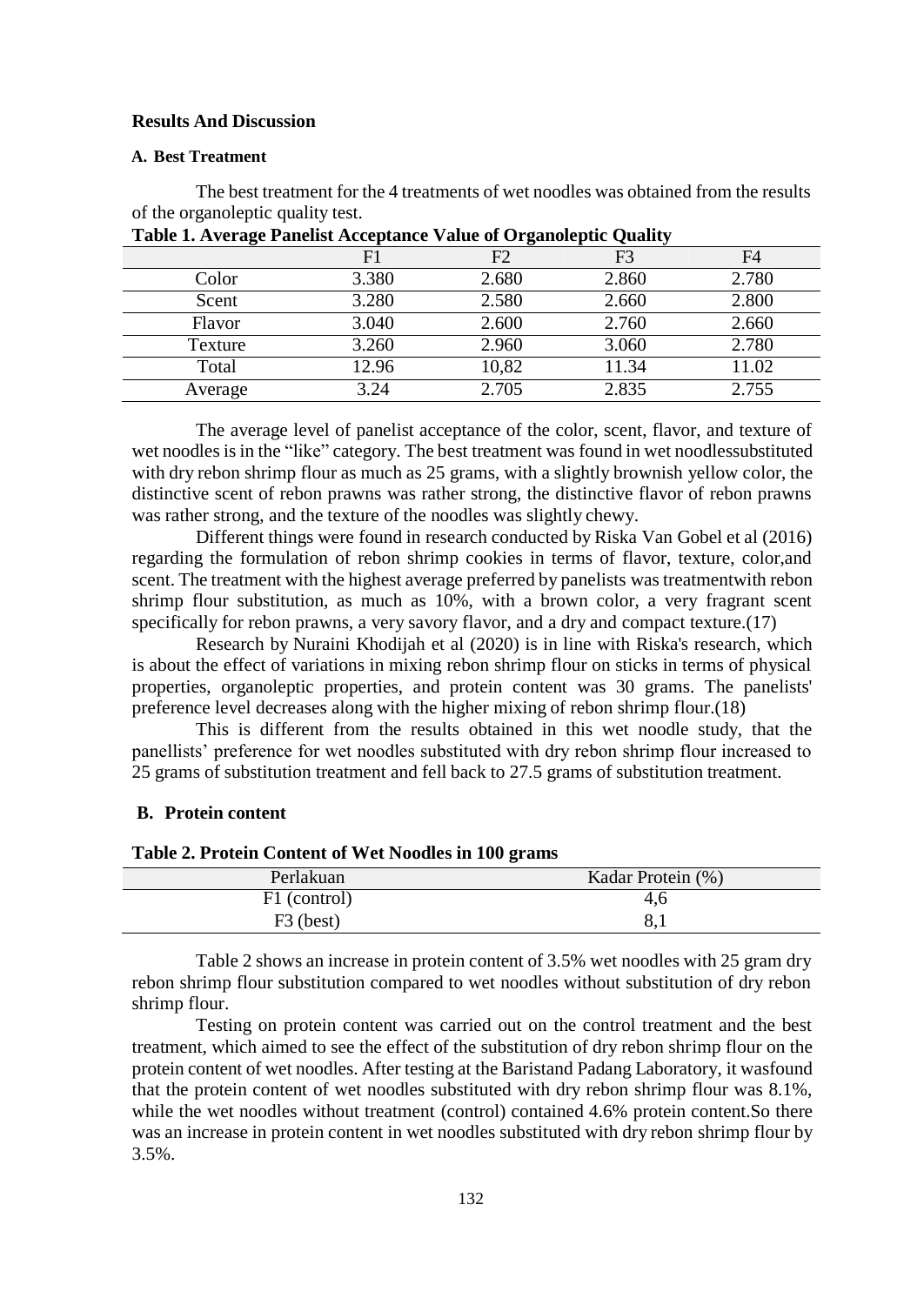## Results And Discussion

### A. Best Treatment

The best treatment for the 4 treatments of wet noodles was obtained from the results of the organoleptic quality test.

**Table 1. Average Panelist Acceptance Value of Organoleptic Quality**

| | F1 | F2 | F3 | F4 |
|---|---|---|---|---|
| Color | 3.380 | 2.680 | 2.860 | 2.780 |
| Scent | 3.280 | 2.580 | 2.660 | 2.800 |
| Flavor | 3.040 | 2.600 | 2.760 | 2.660 |
| Texture | 3.260 | 2.960 | 3.060 | 2.780 |
| Total | 12.96 | 10,82 | 11.34 | 11.02 |
| Average | 3.24 | 2.705 | 2.835 | 2.755 |

The average level of panelist acceptance of the color, scent, flavor, and texture of wet noodles is in the "like" category. The best treatment was found in wet noodlessubstituted with dry rebon shrimp flour as much as 25 grams, with a slightly brownish yellow color, the distinctive scent of rebon prawns was rather strong, the distinctive flavor of rebon prawns was rather strong, and the texture of the noodles was slightly chewy.

Different things were found in research conducted by Riska Van Gobel et al (2016) regarding the formulation of rebon shrimp cookies in terms of flavor, texture, color,and scent. The treatment with the highest average preferred by panelists was treatmentwith rebon shrimp flour substitution, as much as 10%, with a brown color, a very fragrant scent specifically for rebon prawns, a very savory flavor, and a dry and compact texture.(17)

Research by Nuraini Khodijah et al (2020) is in line with Riska's research, which is about the effect of variations in mixing rebon shrimp flour on sticks in terms of physical properties, organoleptic properties, and protein content was 30 grams. The panelists' preference level decreases along with the higher mixing of rebon shrimp flour.(18)

This is different from the results obtained in this wet noodle study, that the panellists' preference for wet noodles substituted with dry rebon shrimp flour increased to 25 grams of substitution treatment and fell back to 27.5 grams of substitution treatment.

### B. Protein content

**Table 2. Protein Content of Wet Noodles in 100 grams**

| Perlakuan | Kadar Protein (%) |
|---|---|
| F1 (control) | 4,6 |
| F3 (best) | 8,1 |

Table 2 shows an increase in protein content of 3.5% wet noodles with 25 gram dry rebon shrimp flour substitution compared to wet noodles without substitution of dry rebon shrimp flour.

Testing on protein content was carried out on the control treatment and the best treatment, which aimed to see the effect of the substitution of dry rebon shrimp flour on the protein content of wet noodles. After testing at the Baristand Padang Laboratory, it wasfound that the protein content of wet noodles substituted with dry rebon shrimp flour was 8.1%, while the wet noodles without treatment (control) contained 4.6% protein content.So there was an increase in protein content in wet noodles substituted with dry rebon shrimp flour by 3.5%.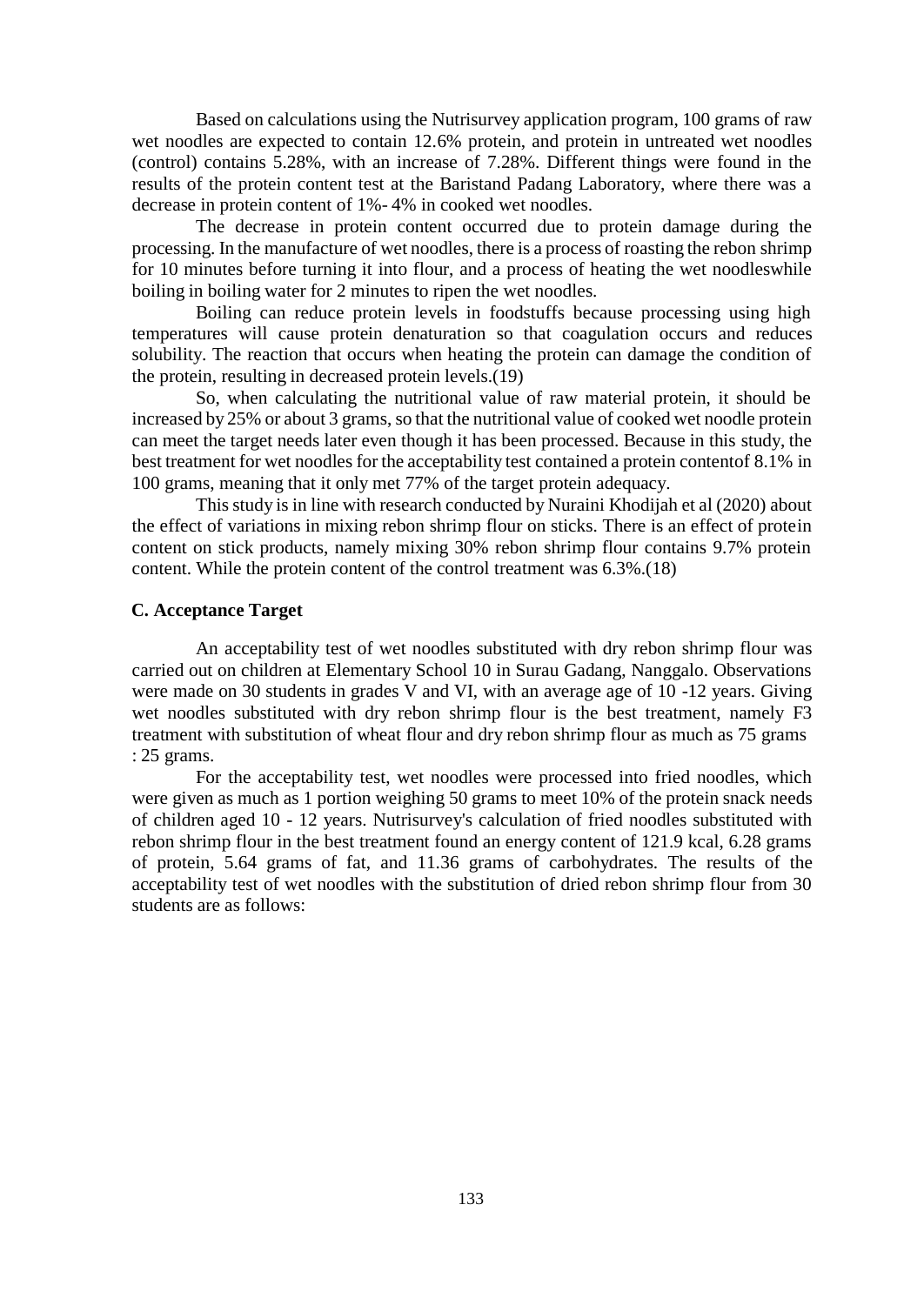Based on calculations using the Nutrisurvey application program, 100 grams of raw wet noodles are expected to contain 12.6% protein, and protein in untreated wet noodles (control) contains 5.28%, with an increase of 7.28%. Different things were found in the results of the protein content test at the Baristand Padang Laboratory, where there was a decrease in protein content of 1%- 4% in cooked wet noodles.

The decrease in protein content occurred due to protein damage during the processing. In the manufacture of wet noodles, there is a process of roasting the rebon shrimp for 10 minutes before turning it into flour, and a process of heating the wet noodleswhile boiling in boiling water for 2 minutes to ripen the wet noodles.

Boiling can reduce protein levels in foodstuffs because processing using high temperatures will cause protein denaturation so that coagulation occurs and reduces solubility. The reaction that occurs when heating the protein can damage the condition of the protein, resulting in decreased protein levels.(19)

So, when calculating the nutritional value of raw material protein, it should be increased by 25% or about 3 grams, so that the nutritional value of cooked wet noodle protein can meet the target needs later even though it has been processed. Because in this study, the best treatment for wet noodles for the acceptability test contained a protein contentof 8.1% in 100 grams, meaning that it only met 77% of the target protein adequacy.

This study is in line with research conducted by Nuraini Khodijah et al (2020) about the effect of variations in mixing rebon shrimp flour on sticks. There is an effect of protein content on stick products, namely mixing 30% rebon shrimp flour contains 9.7% protein content. While the protein content of the control treatment was 6.3%.(18)

### C. Acceptance Target

An acceptability test of wet noodles substituted with dry rebon shrimp flour was carried out on children at Elementary School 10 in Surau Gadang, Nanggalo. Observations were made on 30 students in grades V and VI, with an average age of 10 -12 years. Giving wet noodles substituted with dry rebon shrimp flour is the best treatment, namely F3 treatment with substitution of wheat flour and dry rebon shrimp flour as much as 75 grams : 25 grams.

For the acceptability test, wet noodles were processed into fried noodles, which were given as much as 1 portion weighing 50 grams to meet 10% of the protein snack needs of children aged 10 - 12 years. Nutrisurvey's calculation of fried noodles substituted with rebon shrimp flour in the best treatment found an energy content of 121.9 kcal, 6.28 grams of protein, 5.64 grams of fat, and 11.36 grams of carbohydrates. The results of the acceptability test of wet noodles with the substitution of dried rebon shrimp flour from 30 students are as follows: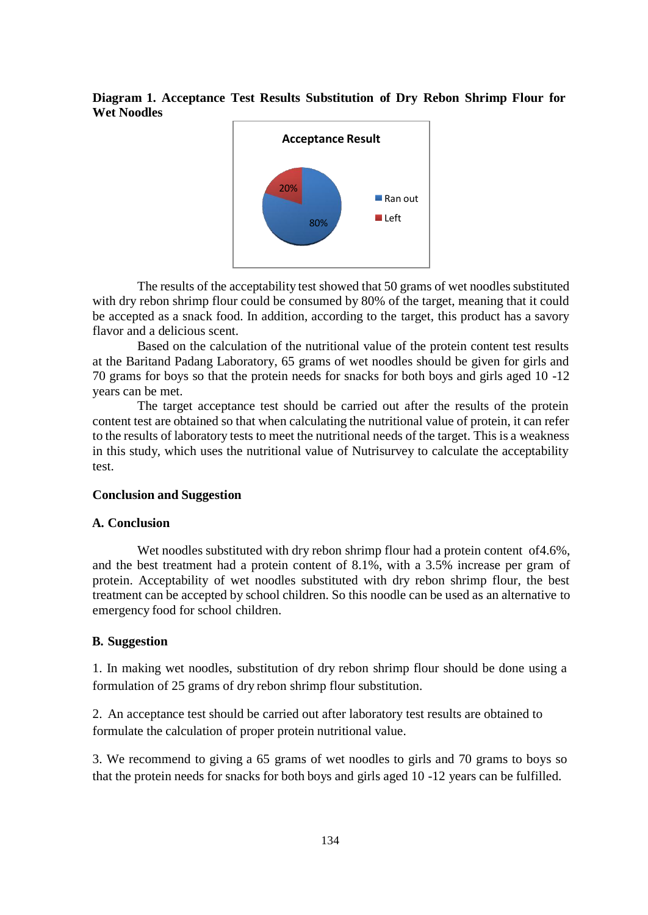**Diagram 1. Acceptance Test Results Substitution of Dry Rebon Shrimp Flour for Wet Noodles**

The results of the acceptability test showed that 50 grams of wet noodles substituted with dry rebon shrimp flour could be consumed by 80% of the target, meaning that it could be accepted as a snack food. In addition, according to the target, this product has a savory flavor and a delicious scent.

Based on the calculation of the nutritional value of the protein content test results at the Baritand Padang Laboratory, 65 grams of wet noodles should be given for girls and 70 grams for boys so that the protein needs for snacks for both boys and girls aged 10 -12 years can be met.

The target acceptance test should be carried out after the results of the protein content test are obtained so that when calculating the nutritional value of protein, it can refer to the results of laboratory tests to meet the nutritional needs of the target. This is a weakness in this study, which uses the nutritional value of Nutrisurvey to calculate the acceptability test.

## Conclusion and Suggestion

### A. Conclusion

Wet noodles substituted with dry rebon shrimp flour had a protein content of4.6%, and the best treatment had a protein content of 8.1%, with a 3.5% increase per gram of protein. Acceptability of wet noodles substituted with dry rebon shrimp flour, the best treatment can be accepted by school children. So this noodle can be used as an alternative to emergency food for school children.

### B. Suggestion

1. In making wet noodles, substitution of dry rebon shrimp flour should be done using a formulation of 25 grams of dry rebon shrimp flour substitution.

2. An acceptance test should be carried out after laboratory test results are obtained to formulate the calculation of proper protein nutritional value.

3. We recommend to giving a 65 grams of wet noodles to girls and 70 grams to boys so that the protein needs for snacks for both boys and girls aged 10 -12 years can be fulfilled.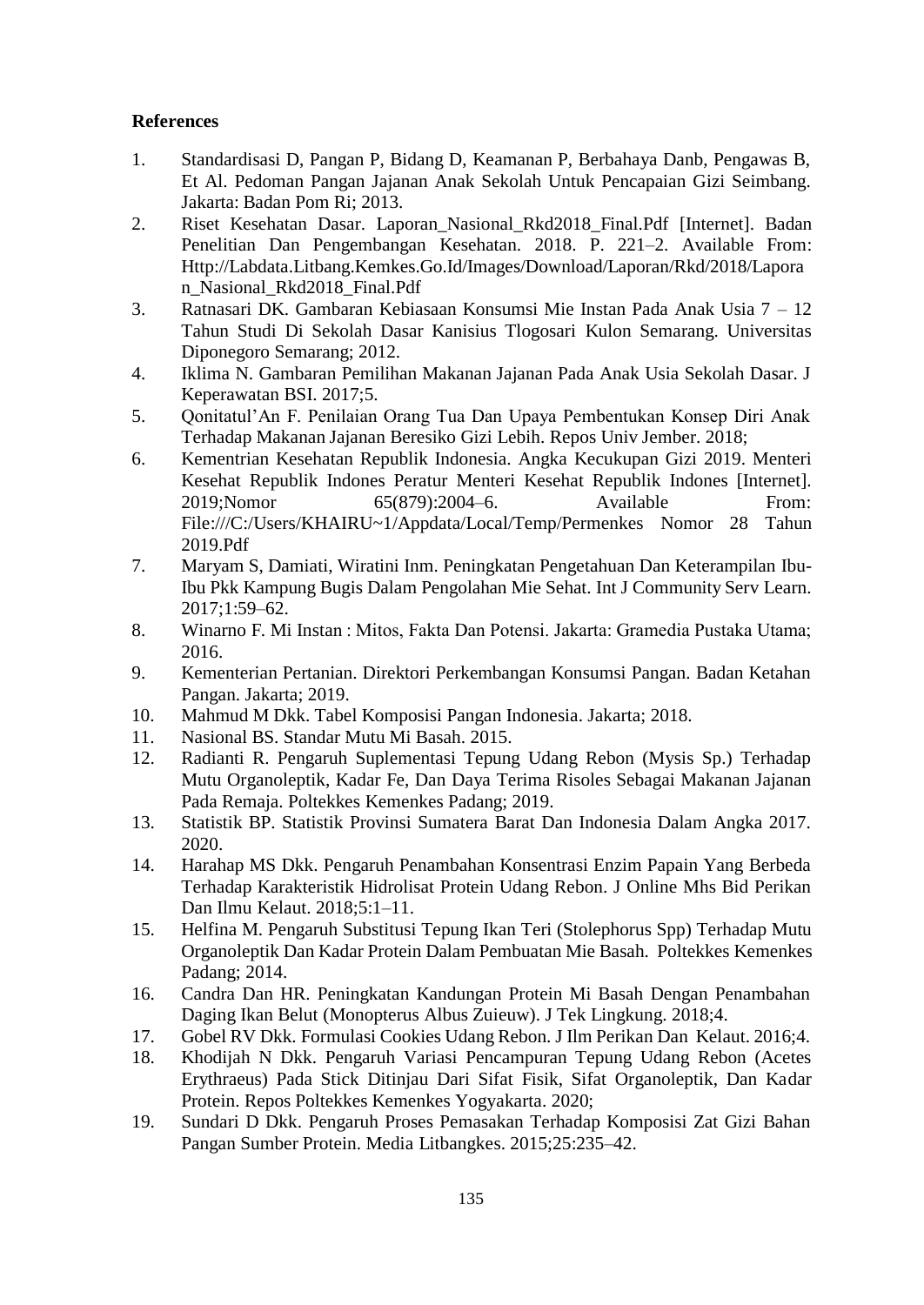**References**

1. Standardisasi D, Pangan P, Bidang D, Keamanan P, Berbahaya Danb, Pengawas B, Et Al. Pedoman Pangan Jajanan Anak Sekolah Untuk Pencapaian Gizi Seimbang. Jakarta: Badan Pom Ri; 2013.
2. Riset Kesehatan Dasar. Laporan_Nasional_Rkd2018_Final.Pdf [Internet]. Badan Penelitian Dan Pengembangan Kesehatan. 2018. P. 221–2. Available From: Http://Labdata.Litbang.Kemkes.Go.Id/Images/Download/Laporan/Rkd/2018/Laporan_Nasional_Rkd2018_Final.Pdf
3. Ratnasari DK. Gambaran Kebiasaan Konsumsi Mie Instan Pada Anak Usia 7 – 12 Tahun Studi Di Sekolah Dasar Kanisius Tlogosari Kulon Semarang. Universitas Diponegoro Semarang; 2012.
4. Iklima N. Gambaran Pemilihan Makanan Jajanan Pada Anak Usia Sekolah Dasar. J Keperawatan BSI. 2017;5.
5. Qonitatul'An F. Penilaian Orang Tua Dan Upaya Pembentukan Konsep Diri Anak Terhadap Makanan Jajanan Beresiko Gizi Lebih. Repos Univ Jember. 2018;
6. Kementrian Kesehatan Republik Indonesia. Angka Kecukupan Gizi 2019. Menteri Kesehat Republik Indones Peratur Menteri Kesehat Republik Indones [Internet]. 2019;Nomor 65(879):2004–6. Available From: File:///C:/Users/KHAIRU~1/Appdata/Local/Temp/Permenkes Nomor 28 Tahun 2019.Pdf
7. Maryam S, Damiati, Wiratini Inm. Peningkatan Pengetahuan Dan Keterampilan Ibu-Ibu Pkk Kampung Bugis Dalam Pengolahan Mie Sehat. Int J Community Serv Learn. 2017;1:59–62.
8. Winarno F. Mi Instan : Mitos, Fakta Dan Potensi. Jakarta: Gramedia Pustaka Utama; 2016.
9. Kementerian Pertanian. Direktori Perkembangan Konsumsi Pangan. Badan Ketahan Pangan. Jakarta; 2019.
10. Mahmud M Dkk. Tabel Komposisi Pangan Indonesia. Jakarta; 2018.
11. Nasional BS. Standar Mutu Mi Basah. 2015.
12. Radianti R. Pengaruh Suplementasi Tepung Udang Rebon (Mysis Sp.) Terhadap Mutu Organoleptik, Kadar Fe, Dan Daya Terima Risoles Sebagai Makanan Jajanan Pada Remaja. Poltekkes Kemenkes Padang; 2019.
13. Statistik BP. Statistik Provinsi Sumatera Barat Dan Indonesia Dalam Angka 2017. 2020.
14. Harahap MS Dkk. Pengaruh Penambahan Konsentrasi Enzim Papain Yang Berbeda Terhadap Karakteristik Hidrolisat Protein Udang Rebon. J Online Mhs Bid Perikan Dan Ilmu Kelaut. 2018;5:1–11.
15. Helfina M. Pengaruh Substitusi Tepung Ikan Teri (Stolephorus Spp) Terhadap Mutu Organoleptik Dan Kadar Protein Dalam Pembuatan Mie Basah. Poltekkes Kemenkes Padang; 2014.
16. Candra Dan HR. Peningkatan Kandungan Protein Mi Basah Dengan Penambahan Daging Ikan Belut (Monopterus Albus Zuieuw). J Tek Lingkung. 2018;4.
17. Gobel RV Dkk. Formulasi Cookies Udang Rebon. J Ilm Perikan Dan Kelaut. 2016;4.
18. Khodijah N Dkk. Pengaruh Variasi Pencampuran Tepung Udang Rebon (Acetes Erythraeus) Pada Stick Ditinjau Dari Sifat Fisik, Sifat Organoleptik, Dan Kadar Protein. Repos Poltekkes Kemenkes Yogyakarta. 2020;
19. Sundari D Dkk. Pengaruh Proses Pemasakan Terhadap Komposisi Zat Gizi Bahan Pangan Sumber Protein. Media Litbangkes. 2015;25:235–42.